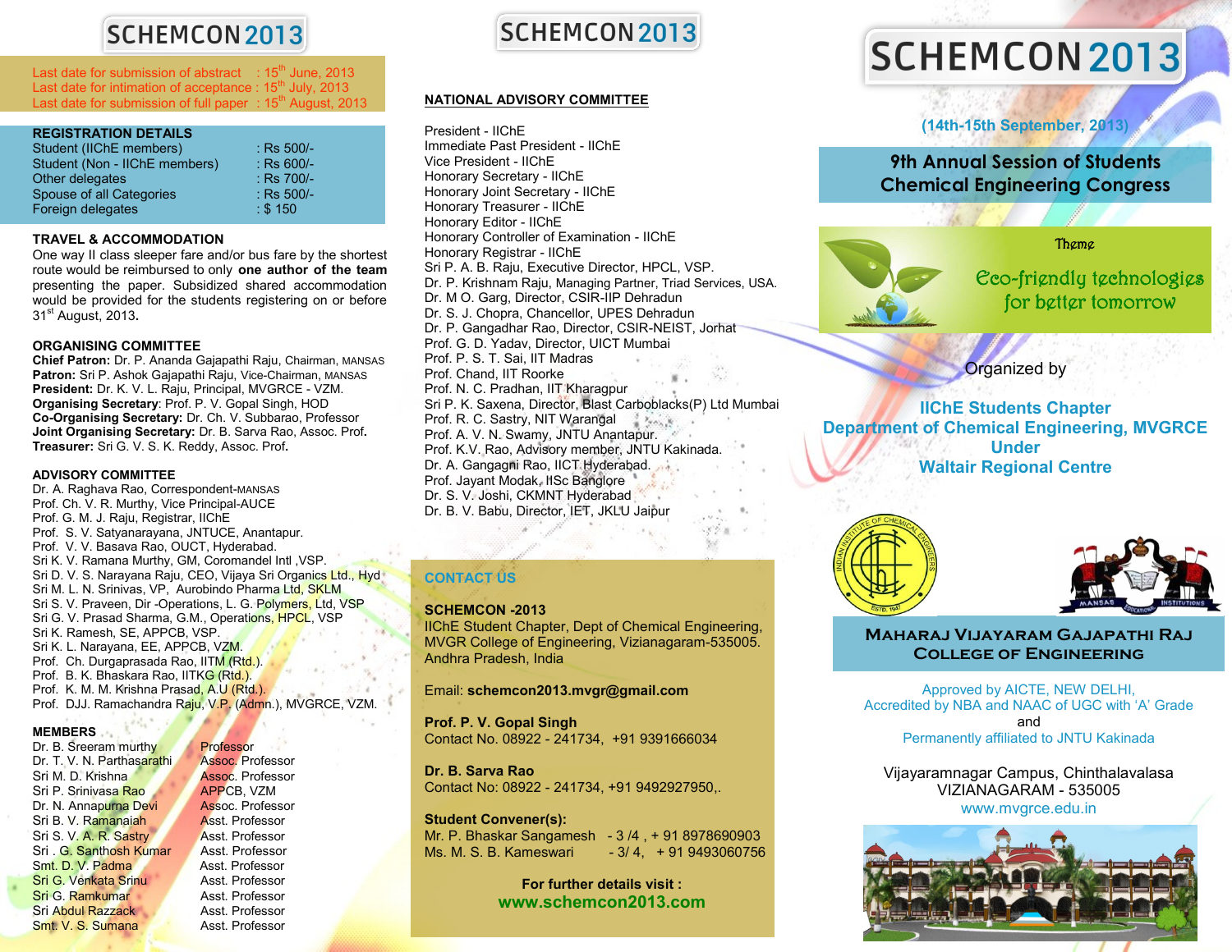# SCHEMCON 2013

Last date for submission of abstract : 15th June, 2013
Last date for intimation of acceptance : 15th July, 2013
Last date for submission of full paper : 15th August, 2013

## REGISTRATION DETAILS

| | |
|---|---|
| Student (IIChE members) | : Rs 500/- |
| Student (Non - IIChE members) | : Rs 600/- |
| Other delegates | : Rs 700/- |
| Spouse of all Categories | : Rs 500/- |
| Foreign delegates | : $ 150 |

## TRAVEL & ACCOMMODATION

One way II class sleeper fare and/or bus fare by the shortest route would be reimbursed to only **one author of the team** presenting the paper. Subsidized shared accommodation would be provided for the students registering on or before 31st August, 2013.

## ORGANISING COMMITTEE

**Chief Patron:** Dr. P. Ananda Gajapathi Raju, Chairman, MANSAS
**Patron:** Sri P. Ashok Gajapathi Raju, Vice-Chairman, MANSAS
**President:** Dr. K. V. L. Raju, Principal, MVGRCE - VZM.
**Organising Secretary**: Prof. P. V. Gopal Singh, HOD
**Co-Organising Secretary:** Dr. Ch. V. Subbarao, Professor
**Joint Organising Secretary:** Dr. B. Sarva Rao, Assoc. Prof.
**Treasurer:** Sri G. V. S. K. Reddy, Assoc. Prof.

## ADVISORY COMMITTEE

Dr. A. Raghava Rao, Correspondent-MANSAS
Prof. Ch. V. R. Murthy, Vice Principal-AUCE
Prof. G. M. J. Raju, Registrar, IIChE
Prof. S. V. Satyanarayana, JNTUCE, Anantapur.
Prof. V. V. Basava Rao, OUCT, Hyderabad.
Sri K. V. Ramana Murthy, GM, Coromandel Intl ,VSP.
Sri D. V. S. Narayana Raju, CEO, Vijaya Sri Organics Ltd., Hyd
Sri M. L. N. Srinivas, VP, Aurobindo Pharma Ltd, SKLM
Sri S. V. Praveen, Dir -Operations, L. G. Polymers, Ltd, VSP
Sri G. V. Prasad Sharma, G.M., Operations, HPCL, VSP
Sri K. Ramesh, SE, APPCB, VSP.
Sri K. L. Narayana, EE, APPCB, VZM.
Prof. Ch. Durgaprasada Rao, IITM (Rtd.).
Prof. B. K. Bhaskara Rao, IITKG (Rtd.).
Prof. K. M. M. Krishna Prasad, A.U (Rtd.).
Prof. DJJ. Ramachandra Raju, V.P. (Admn.), MVGRCE, VZM.

## MEMBERS

| | |
|---|---|
| Dr. B. Sreeram murthy | Professor |
| Dr. T. V. N. Parthasarathi | Assoc. Professor |
| Sri M. D. Krishna | Assoc. Professor |
| Sri P. Srinivasa Rao | APPCB, VZM |
| Dr. N. Annapurna Devi | Assoc. Professor |
| Sri B. V. Ramanaiah | Asst. Professor |
| Sri S. V. A. R. Sastry | Asst. Professor |
| Sri . G. Santhosh Kumar | Asst. Professor |
| Smt. D. V. Padma | Asst. Professor |
| Sri G. Venkata Srinu | Asst. Professor |
| Sri G. Ramkumar | Asst. Professor |
| Sri Abdul Razzack | Asst. Professor |
| Smt. V. S. Sumana | Asst. Professor |

# SCHEMCON 2013

## NATIONAL ADVISORY COMMITTEE

President - IIChE
Immediate Past President - IIChE
Vice President - IIChE
Honorary Secretary - IIChE
Honorary Joint Secretary - IIChE
Honorary Treasurer - IIChE
Honorary Editor - IIChE
Honorary Controller of Examination - IIChE
Honorary Registrar - IIChE
Sri P. A. B. Raju, Executive Director, HPCL, VSP.
Dr. P. Krishnam Raju, Managing Partner, Triad Services, USA.
Dr. M O. Garg, Director, CSIR-IIP Dehradun
Dr. S. J. Chopra, Chancellor, UPES Dehradun
Dr. P. Gangadhar Rao, Director, CSIR-NEIST, Jorhat
Prof. G. D. Yadav, Director, UICT Mumbai
Prof. P. S. T. Sai, IIT Madras
Prof. Chand, IIT Roorke
Prof. N. C. Pradhan, IIT Kharagpur
Sri P. K. Saxena, Director, Blast Carboblacks(P) Ltd Mumbai
Prof. R. C. Sastry, NIT Warangal
Prof. A. V. N. Swamy, JNTU Anantapur.
Prof. K.V. Rao, Advisory member, JNTU Kakinada.
Dr. A. Gangagni Rao, IICT Hyderabad.
Prof. Jayant Modak, IISc Banglore
Dr. S. V. Joshi, CKMNT Hyderabad
Dr. B. V. Babu, Director, IET, JKLU Jaipur

## CONTACT US

**SCHEMCON -2013**
IIChE Student Chapter, Dept of Chemical Engineering, MVGR College of Engineering, Vizianagaram-535005. Andhra Pradesh, India

Email: **schemcon2013.mvgr@gmail.com**

**Prof. P. V. Gopal Singh**
Contact No. 08922 - 241734, +91 9391666034

**Dr. B. Sarva Rao**
Contact No: 08922 - 241734, +91 9492927950,.

**Student Convener(s):**
Mr. P. Bhaskar Sangamesh - 3 /4 , + 91 8978690903
Ms. M. S. B. Kameswari - 3/ 4, + 91 9493060756

**For further details visit :**
**www.schemcon2013.com**

# SCHEMCON 2013

(14th-15th September, 2013)

## 9th Annual Session of Students Chemical Engineering Congress

Theme

*Eco-friendly technologies for better tomorrow*

Organized by

**IIChE Students Chapter**
**Department of Chemical Engineering, MVGRCE**
**Under**
**Waltair Regional Centre**

## MAHARAJ VIJAYARAM GAJAPATHI RAJ COLLEGE OF ENGINEERING

Approved by AICTE, NEW DELHI,
Accredited by NBA and NAAC of UGC with 'A' Grade
and
Permanently affiliated to JNTU Kakinada

Vijayaramnagar Campus, Chinthalavalasa
VIZIANAGARAM - 535005
www.mvgrce.edu.in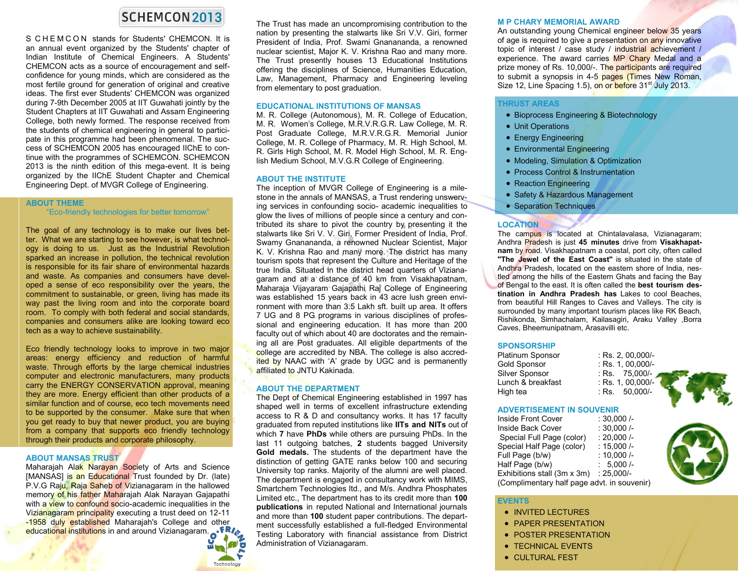# SCHEMCON 2013

S C H E M C O N stands for Students' CHEMCON. It is an annual event organized by the Students' chapter of Indian Institute of Chemical Engineers. A Students' CHEMCON acts as a source of encouragement and self-confidence for young minds, which are considered as the most fertile ground for generation of original and creative ideas. The first ever Students' CHEMCON was organized during 7-9th December 2005 at IIT Guwahati jointly by the Student Chapters at IIT Guwahati and Assam Engineering College, both newly formed. The response received from the students of chemical engineering in general to participate in this programme had been phenomenal. The success of SCHEMCON 2005 has encouraged IIChE to continue with the programmes of SCHEMCON. SCHEMCON 2013 is the ninth edition of this mega-event. It is being organized by the IIChE Student Chapter and Chemical Engineering Dept. of MVGR College of Engineering.

## ABOUT THEME

"Eco-friendly technologies for better tomorrow"

The goal of any technology is to make our lives better. What we are starting to see however, is what technology is doing to us. Just as the Industrial Revolution sparked an increase in pollution, the technical revolution is responsible for its fair share of environmental hazards and waste. As companies and consumers have developed a sense of eco responsibility over the years, the commitment to sustainable, or green, living has made its way past the living room and into the corporate board room. To comply with both federal and social standards, companies and consumers alike are looking toward eco tech as a way to achieve sustainability.

Eco friendly technology looks to improve in two major areas: energy efficiency and reduction of harmful waste. Through efforts by the large chemical industries computer and electronic manufacturers, many products carry the ENERGY CONSERVATION approval, meaning they are more. Energy efficient than other products of a similar function and of course, eco tech movements need to be supported by the consumer. Make sure that when you get ready to buy that newer product, you are buying from a company that supports eco friendly technology through their products and corporate philosophy.

## ABOUT MANSAS TRUST

Maharajah Alak Narayan Society of Arts and Science [MANSAS] is an Educational Trust founded by Dr. (late) P.V.G Raju, Raja Saheb of Vizianagaram in the hallowed memory of his father Maharajah Alak Narayan Gajapathi with a view to confound socio-academic inequalities in the Vizianagaram principality executing a trust deed on 12-11-1958 duly established Maharajah's College and other educational institutions in and around Vizianagaram.

The Trust has made an uncompromising contribution to the nation by presenting the stalwarts like Sri V.V. Giri, former President of India, Prof. Swami Gnanananda, a renowned nuclear scientist, Major K. V. Krishna Rao and many more. The Trust presently houses 13 Educational Institutions offering the disciplines of Science, Humanities Education, Law, Management, Pharmacy and Engineering leveling from elementary to post graduation.

## EDUCATIONAL INSTITUTIONS OF MANSAS

M. R. College (Autonomous), M. R. College of Education, M. R. Women's College, M.R.V.R.G.R. Law College, M. R. Post Graduate College, M.R.V.R.G.R. Memorial Junior College, M. R. College of Pharmacy, M. R. High School, M. R. Girls High School, M. R. Model High School, M. R. English Medium School, M.V.G.R College of Engineering.

## ABOUT THE INSTITUTE

The inception of MVGR College of Engineering is a milestone in the annals of MANSAS, a Trust rendering unswerving services in confounding socio- academic inequalities to glow the lives of millions of people since a century and contributed its share to pivot the country by presenting it the stalwarts like Sri V. V. Giri, Former President of India, Prof. Swamy Gnanananda, a renowned Nuclear Scientist, Major K. V. Krishna Rao and many more. The district has many tourism spots that represent the Culture and Heritage of the true India. Situated in the district head quarters of Vizianagaram and at a distance of 40 km from Visakhapatnam, Maharaja Vijayaram Gajapathi Raj College of Engineering was established 15 years back in 43 acre lush green environment with more than 3.5 Lakh sft. built up area. It offers 7 UG and 8 PG programs in various disciplines of professional and engineering education. It has more than 200 faculty out of which about 40 are doctorates and the remaining all are Post graduates. All eligible departments of the college are accredited by NBA. The college is also accredited by NAAC with 'A' grade by UGC and is permanently affiliated to JNTU Kakinada.

## ABOUT THE DEPARTMENT

The Dept of Chemical Engineering established in 1997 has shaped well in terms of excellent infrastructure extending access to R & D and consultancy works. It has 17 faculty graduated from reputed institutions like **IITs and NITs** out of which **7** have **PhDs** while others are pursuing PhDs. In the last 11 outgoing batches, **2** students bagged University **Gold medals.** The students of the department have the distinction of getting GATE ranks below 100 and securing University top ranks. Majority of the alumni are well placed. The department is engaged in consultancy work with MIMS, Smartchem Technologies ltd., and M/s. Andhra Phosphates Limited etc., The department has to its credit more than **100 publications** in reputed National and International journals and more than **100** student paper contributions. The department successfully established a full-fledged Environmental Testing Laboratory with financial assistance from District Administration of Vizianagaram.

## M P CHARY MEMORIAL AWARD

An outstanding young Chemical engineer below 35 years of age is required to give a presentation on any innovative topic of interest / case study / industrial achievement / experience. The award carries MP Chary Medal and a prize money of Rs. 10,000/-. The participants are required to submit a synopsis in 4-5 pages (Times New Roman, Size 12, Line Spacing 1.5), on or before 31st July 2013.

## THRUST AREAS

- Bioprocess Engineering & Biotechnology
- Unit Operations
- Energy Engineering
- Environmental Engineering
- Modeling, Simulation & Optimization
- Process Control & Instrumentation
- Reaction Engineering
- Safety & Hazardous Management
- Separation Techniques

## LOCATION

The campus is located at Chintalavalasa, Vizianagaram; Andhra Pradesh is just **45 minutes** drive from **Visakhapatnam** by road. Visakhapatnam a coastal, port city, often called **"The Jewel of the East Coast"** is situated in the state of Andhra Pradesh, located on the eastern shore of India, nestled among the hills of the Eastern Ghats and facing the Bay of Bengal to the east. It is often called the **best tourism destination in Andhra Pradesh has** Lakes to cool Beaches, from beautiful Hill Ranges to Caves and Valleys. The city is surrounded by many important tourism places like RK Beach, Rishikonda, Simhachalam, Kailasagiri, Araku Valley ,Borra Caves, Bheemunipatnam, Arasavilli etc.

## SPONSORSHIP

| | |
|---|---|
| Platinum Sponsor | : Rs. 2, 00,000/- |
| Gold Sponsor | : Rs. 1, 00,000/- |
| Silver Sponsor | : Rs. 75,000/- |
| Lunch & breakfast | : Rs. 1, 00,000/- |
| High tea | : Rs. 50,000/- |

## ADVERTISEMENT IN SOUVENIR

| | |
|---|---|
| Inside Front Cover | : 30,000 /- |
| Inside Back Cover | : 30,000 /- |
| Special Full Page (color) | : 20,000 /- |
| Special Half Page (color) | : 15,000 /- |
| Full Page (b/w) | : 10,000 /- |
| Half Page (b/w) | : 5,000 /- |
| Exhibitions stall (3m x 3m) | : 25,000/- |

(Complimentary half page advt. in souvenir)

## EVENTS

- INVITED LECTURES
- PAPER PRESENTATION
- POSTER PRESENTATION
- TECHNICAL EVENTS
- CULTURAL FEST